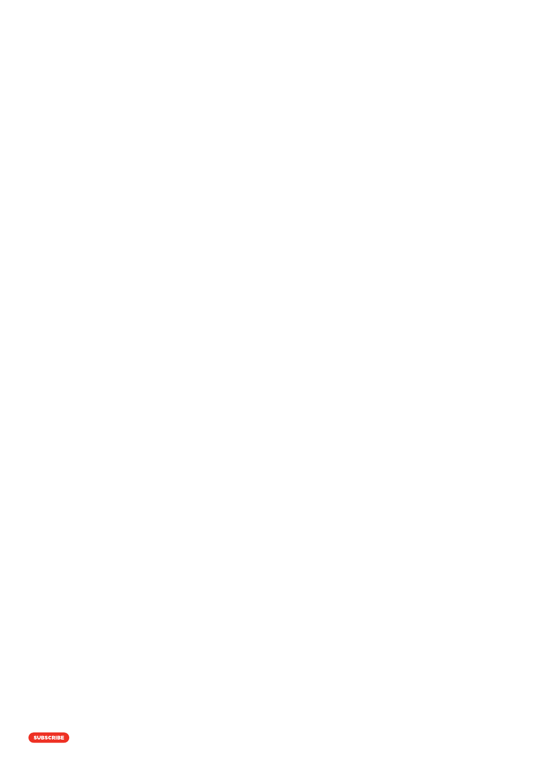SUBSCRIBE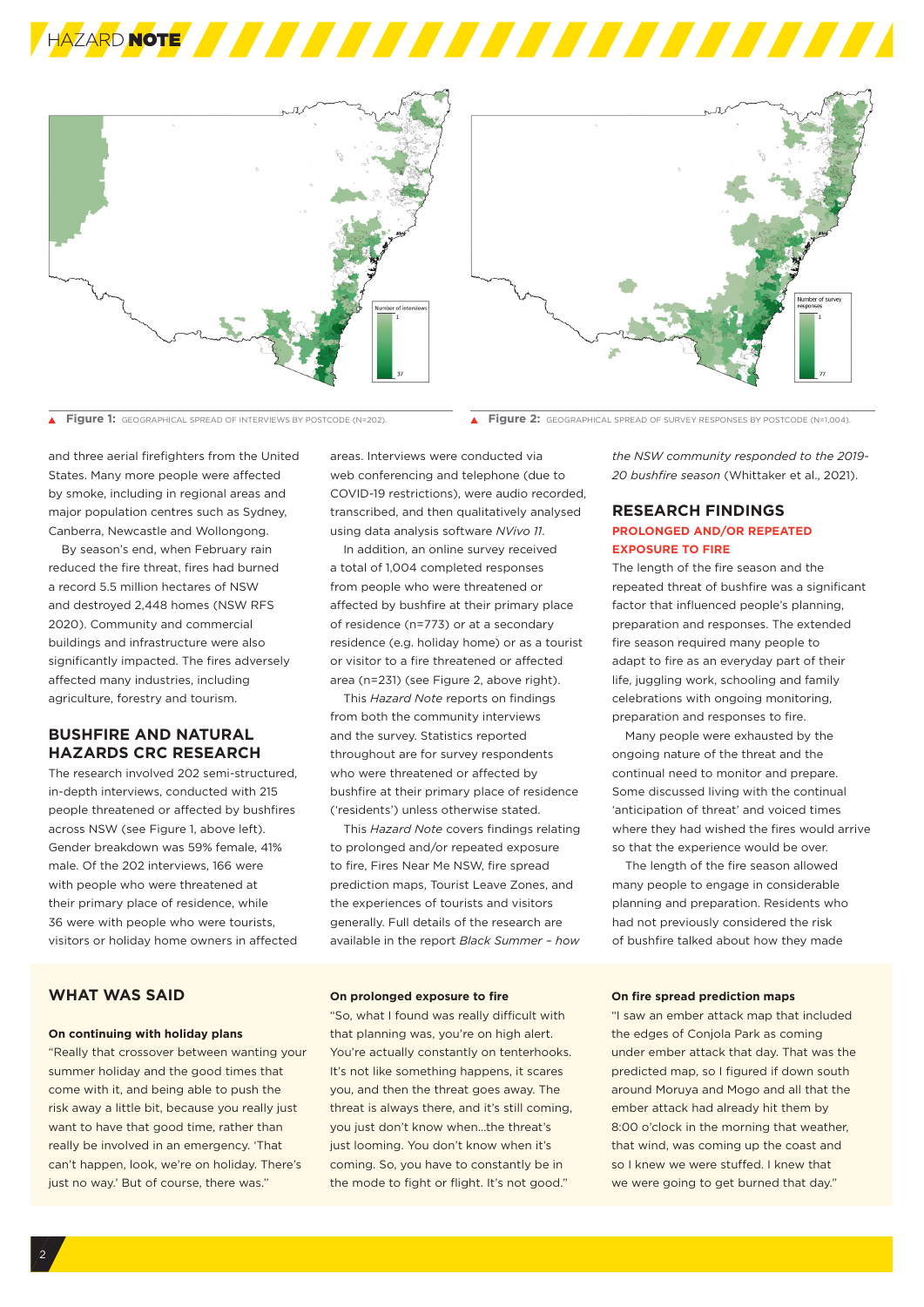▲ **Figure 1:** GEOGRAPHICAL SPREAD OF INTERVIEWS BY POSTCODE (N=202).

▲ **Figure 2:** GEOGRAPHICAL SPREAD OF SURVEY RESPONSES BY POSTCODE (N=1,004).

and three aerial firefighters from the United States. Many more people were affected by smoke, including in regional areas and major population centres such as Sydney, Canberra, Newcastle and Wollongong.

By season's end, when February rain reduced the fire threat, fires had burned a record 5.5 million hectares of NSW and destroyed 2,448 homes (NSW RFS 2020). Community and commercial buildings and infrastructure were also significantly impacted. The fires adversely affected many industries, including agriculture, forestry and tourism.

## BUSHFIRE AND NATURAL HAZARDS CRC RESEARCH

The research involved 202 semi-structured, in-depth interviews, conducted with 215 people threatened or affected by bushfires across NSW (see Figure 1, above left). Gender breakdown was 59% female, 41% male. Of the 202 interviews, 166 were with people who were threatened at their primary place of residence, while 36 were with people who were tourists, visitors or holiday home owners in affected areas. Interviews were conducted via web conferencing and telephone (due to COVID-19 restrictions), were audio recorded, transcribed, and then qualitatively analysed using data analysis software *NVivo 11*.

In addition, an online survey received a total of 1,004 completed responses from people who were threatened or affected by bushfire at their primary place of residence (n=773) or at a secondary residence (e.g. holiday home) or as a tourist or visitor to a fire threatened or affected area (n=231) (see Figure 2, above right).

This *Hazard Note* reports on findings from both the community interviews and the survey. Statistics reported throughout are for survey respondents who were threatened or affected by bushfire at their primary place of residence ('residents') unless otherwise stated.

This *Hazard Note* covers findings relating to prolonged and/or repeated exposure to fire, Fires Near Me NSW, fire spread prediction maps, Tourist Leave Zones, and the experiences of tourists and visitors generally. Full details of the research are available in the report *Black Summer – how the NSW community responded to the 2019-20 bushfire season* (Whittaker et al., 2021).

## RESEARCH FINDINGS

### PROLONGED AND/OR REPEATED EXPOSURE TO FIRE

The length of the fire season and the repeated threat of bushfire was a significant factor that influenced people's planning, preparation and responses. The extended fire season required many people to adapt to fire as an everyday part of their life, juggling work, schooling and family celebrations with ongoing monitoring, preparation and responses to fire.

Many people were exhausted by the ongoing nature of the threat and the continual need to monitor and prepare. Some discussed living with the continual 'anticipation of threat' and voiced times where they had wished the fires would arrive so that the experience would be over.

The length of the fire season allowed many people to engage in considerable planning and preparation. Residents who had not previously considered the risk of bushfire talked about how they made

## WHAT WAS SAID

**On continuing with holiday plans**

"Really that crossover between wanting your summer holiday and the good times that come with it, and being able to push the risk away a little bit, because you really just want to have that good time, rather than really be involved in an emergency. 'That can't happen, look, we're on holiday. There's just no way.' But of course, there was."

**On prolonged exposure to fire**

"So, what I found was really difficult with that planning was, you're on high alert. You're actually constantly on tenterhooks. It's not like something happens, it scares you, and then the threat goes away. The threat is always there, and it's still coming, you just don't know when...the threat's just looming. You don't know when it's coming. So, you have to constantly be in the mode to fight or flight. It's not good."

**On fire spread prediction maps**

"I saw an ember attack map that included the edges of Conjola Park as coming under ember attack that day. That was the predicted map, so I figured if down south around Moruya and Mogo and all that the ember attack had already hit them by 8:00 o'clock in the morning that weather, that wind, was coming up the coast and so I knew we were stuffed. I knew that we were going to get burned that day."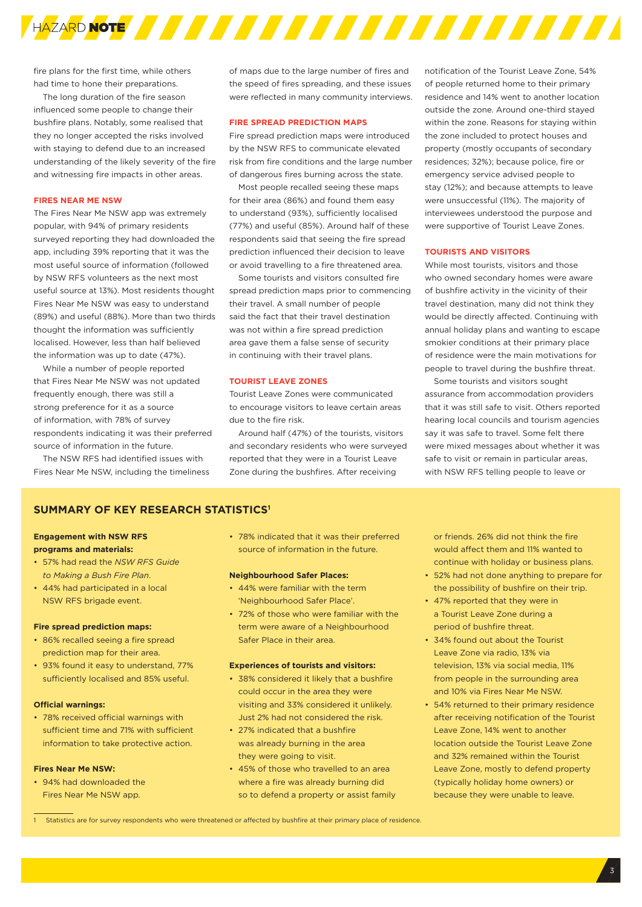fire plans for the first time, while others had time to hone their preparations.

The long duration of the fire season influenced some people to change their bushfire plans. Notably, some realised that they no longer accepted the risks involved with staying to defend due to an increased understanding of the likely severity of the fire and witnessing fire impacts in other areas.

### FIRES NEAR ME NSW

The Fires Near Me NSW app was extremely popular, with 94% of primary residents surveyed reporting they had downloaded the app, including 39% reporting that it was the most useful source of information (followed by NSW RFS volunteers as the next most useful source at 13%). Most residents thought Fires Near Me NSW was easy to understand (89%) and useful (88%). More than two thirds thought the information was sufficiently localised. However, less than half believed the information was up to date (47%).

While a number of people reported that Fires Near Me NSW was not updated frequently enough, there was still a strong preference for it as a source of information, with 78% of survey respondents indicating it was their preferred source of information in the future.

The NSW RFS had identified issues with Fires Near Me NSW, including the timeliness of maps due to the large number of fires and the speed of fires spreading, and these issues were reflected in many community interviews.

### FIRE SPREAD PREDICTION MAPS

Fire spread prediction maps were introduced by the NSW RFS to communicate elevated risk from fire conditions and the large number of dangerous fires burning across the state.

Most people recalled seeing these maps for their area (86%) and found them easy to understand (93%), sufficiently localised (77%) and useful (85%). Around half of these respondents said that seeing the fire spread prediction influenced their decision to leave or avoid travelling to a fire threatened area.

Some tourists and visitors consulted fire spread prediction maps prior to commencing their travel. A small number of people said the fact that their travel destination was not within a fire spread prediction area gave them a false sense of security in continuing with their travel plans.

### TOURIST LEAVE ZONES

Tourist Leave Zones were communicated to encourage visitors to leave certain areas due to the fire risk.

Around half (47%) of the tourists, visitors and secondary residents who were surveyed reported that they were in a Tourist Leave Zone during the bushfires. After receiving notification of the Tourist Leave Zone, 54% of people returned home to their primary residence and 14% went to another location outside the zone. Around one-third stayed within the zone. Reasons for staying within the zone included to protect houses and property (mostly occupants of secondary residences; 32%); because police, fire or emergency service advised people to stay (12%); and because attempts to leave were unsuccessful (11%). The majority of interviewees understood the purpose and were supportive of Tourist Leave Zones.

### TOURISTS AND VISITORS

While most tourists, visitors and those who owned secondary homes were aware of bushfire activity in the vicinity of their travel destination, many did not think they would be directly affected. Continuing with annual holiday plans and wanting to escape smokier conditions at their primary place of residence were the main motivations for people to travel during the bushfire threat.

Some tourists and visitors sought assurance from accommodation providers that it was still safe to visit. Others reported hearing local councils and tourism agencies say it was safe to travel. Some felt there were mixed messages about whether it was safe to visit or remain in particular areas, with NSW RFS telling people to leave or

## SUMMARY OF KEY RESEARCH STATISTICS[1]

**Engagement with NSW RFS programs and materials:**

- 57% had read the *NSW RFS Guide to Making a Bush Fire Plan*.
- 44% had participated in a local NSW RFS brigade event.

**Fire spread prediction maps:**

- 86% recalled seeing a fire spread prediction map for their area.
- 93% found it easy to understand, 77% sufficiently localised and 85% useful.

**Official warnings:**

- 78% received official warnings with sufficient time and 71% with sufficient information to take protective action.

**Fires Near Me NSW:**

- 94% had downloaded the Fires Near Me NSW app.
- 78% indicated that it was their preferred source of information in the future.

**Neighbourhood Safer Places:**

- 44% were familiar with the term 'Neighbourhood Safer Place'.
- 72% of those who were familiar with the term were aware of a Neighbourhood Safer Place in their area.

**Experiences of tourists and visitors:**

- 38% considered it likely that a bushfire could occur in the area they were visiting and 33% considered it unlikely. Just 2% had not considered the risk.
- 27% indicated that a bushfire was already burning in the area they were going to visit.
- 45% of those who travelled to an area where a fire was already burning did so to defend a property or assist family or friends. 26% did not think the fire would affect them and 11% wanted to continue with holiday or business plans.
- 52% had not done anything to prepare for the possibility of bushfire on their trip.
- 47% reported that they were in a Tourist Leave Zone during a period of bushfire threat.
- 34% found out about the Tourist Leave Zone via radio, 13% via television, 13% via social media, 11% from people in the surrounding area and 10% via Fires Near Me NSW.
- 54% returned to their primary residence after receiving notification of the Tourist Leave Zone, 14% went to another location outside the Tourist Leave Zone and 32% remained within the Tourist Leave Zone, mostly to defend property (typically holiday home owners) or because they were unable to leave.

1 Statistics are for survey respondents who were threatened or affected by bushfire at their primary place of residence.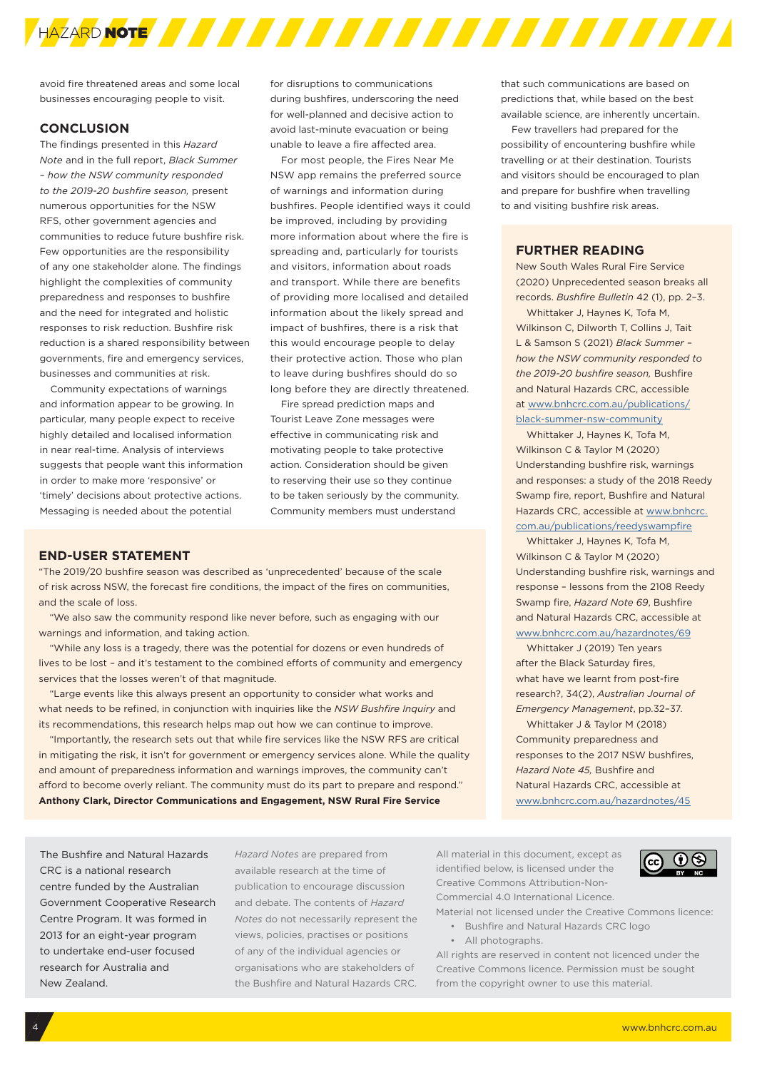avoid fire threatened areas and some local businesses encouraging people to visit.

## CONCLUSION

The findings presented in this *Hazard Note* and in the full report, *Black Summer – how the NSW community responded to the 2019-20 bushfire season*, present numerous opportunities for the NSW RFS, other government agencies and communities to reduce future bushfire risk. Few opportunities are the responsibility of any one stakeholder alone. The findings highlight the complexities of community preparedness and responses to bushfire and the need for integrated and holistic responses to risk reduction. Bushfire risk reduction is a shared responsibility between governments, fire and emergency services, businesses and communities at risk.

Community expectations of warnings and information appear to be growing. In particular, many people expect to receive highly detailed and localised information in near real-time. Analysis of interviews suggests that people want this information in order to make more 'responsive' or 'timely' decisions about protective actions. Messaging is needed about the potential for disruptions to communications during bushfires, underscoring the need for well-planned and decisive action to avoid last-minute evacuation or being unable to leave a fire affected area.

For most people, the Fires Near Me NSW app remains the preferred source of warnings and information during bushfires. People identified ways it could be improved, including by providing more information about where the fire is spreading and, particularly for tourists and visitors, information about roads and transport. While there are benefits of providing more localised and detailed information about the likely spread and impact of bushfires, there is a risk that this would encourage people to delay their protective action. Those who plan to leave during bushfires should do so long before they are directly threatened.

Fire spread prediction maps and Tourist Leave Zone messages were effective in communicating risk and motivating people to take protective action. Consideration should be given to reserving their use so they continue to be taken seriously by the community. Community members must understand that such communications are based on predictions that, while based on the best available science, are inherently uncertain.

Few travellers had prepared for the possibility of encountering bushfire while travelling or at their destination. Tourists and visitors should be encouraged to plan and prepare for bushfire when travelling to and visiting bushfire risk areas.

## END-USER STATEMENT

"The 2019/20 bushfire season was described as 'unprecedented' because of the scale of risk across NSW, the forecast fire conditions, the impact of the fires on communities, and the scale of loss.

"We also saw the community respond like never before, such as engaging with our warnings and information, and taking action.

"While any loss is a tragedy, there was the potential for dozens or even hundreds of lives to be lost – and it's testament to the combined efforts of community and emergency services that the losses weren't of that magnitude.

"Large events like this always present an opportunity to consider what works and what needs to be refined, in conjunction with inquiries like the *NSW Bushfire Inquiry* and its recommendations, this research helps map out how we can continue to improve.

"Importantly, the research sets out that while fire services like the NSW RFS are critical in mitigating the risk, it isn't for government or emergency services alone. While the quality and amount of preparedness information and warnings improves, the community can't afford to become overly reliant. The community must do its part to prepare and respond."

**Anthony Clark, Director Communications and Engagement, NSW Rural Fire Service**

## FURTHER READING

New South Wales Rural Fire Service (2020) Unprecedented season breaks all records. *Bushfire Bulletin* 42 (1), pp. 2–3.

Whittaker J, Haynes K, Tofa M, Wilkinson C, Dilworth T, Collins J, Tait L & Samson S (2021) *Black Summer – how the NSW community responded to the 2019-20 bushfire season*, Bushfire and Natural Hazards CRC, accessible at www.bnhcrc.com.au/publications/black-summer-nsw-community

Whittaker J, Haynes K, Tofa M, Wilkinson C & Taylor M (2020) Understanding bushfire risk, warnings and responses: a study of the 2018 Reedy Swamp fire, report, Bushfire and Natural Hazards CRC, accessible at www.bnhcrc.com.au/publications/reedyswampfire

Whittaker J, Haynes K, Tofa M, Wilkinson C & Taylor M (2020) Understanding bushfire risk, warnings and response – lessons from the 2108 Reedy Swamp fire, *Hazard Note 69*, Bushfire and Natural Hazards CRC, accessible at www.bnhcrc.com.au/hazardnotes/69

Whittaker J (2019) Ten years after the Black Saturday fires, what have we learnt from post-fire research?, 34(2), *Australian Journal of Emergency Management*, pp.32–37.

Whittaker J & Taylor M (2018) Community preparedness and responses to the 2017 NSW bushfires, *Hazard Note 45*, Bushfire and Natural Hazards CRC, accessible at www.bnhcrc.com.au/hazardnotes/45

The Bushfire and Natural Hazards CRC is a national research centre funded by the Australian Government Cooperative Research Centre Program. It was formed in 2013 for an eight-year program to undertake end-user focused research for Australia and New Zealand.

*Hazard Notes* are prepared from available research at the time of publication to encourage discussion and debate. The contents of *Hazard Notes* do not necessarily represent the views, policies, practises or positions of any of the individual agencies or organisations who are stakeholders of the Bushfire and Natural Hazards CRC.

All material in this document, except as identified below, is licensed under the Creative Commons Attribution-Non-Commercial 4.0 International Licence.

Material not licensed under the Creative Commons licence:

- Bushfire and Natural Hazards CRC logo
- All photographs.

All rights are reserved in content not licenced under the Creative Commons licence. Permission must be sought from the copyright owner to use this material.